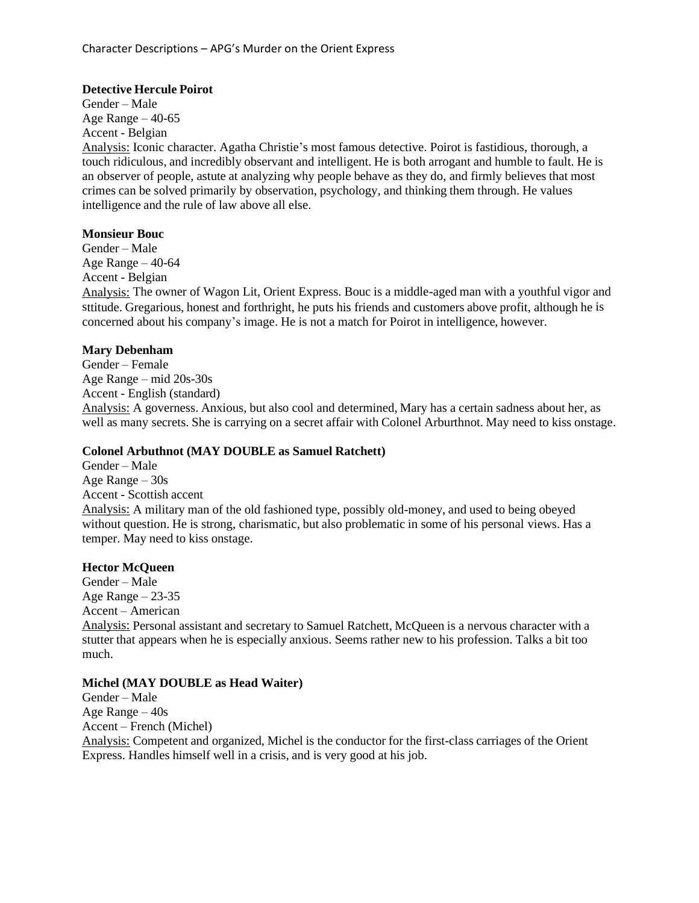# Character Descriptions – APG's Murder on the Orient Express

**Detective Hercule Poirot**
Gender – Male
Age Range – 40-65
Accent - Belgian
Analysis: Iconic character. Agatha Christie's most famous detective. Poirot is fastidious, thorough, a touch ridiculous, and incredibly observant and intelligent. He is both arrogant and humble to fault. He is an observer of people, astute at analyzing why people behave as they do, and firmly believes that most crimes can be solved primarily by observation, psychology, and thinking them through. He values intelligence and the rule of law above all else.

**Monsieur Bouc**
Gender – Male
Age Range – 40-64
Accent - Belgian
Analysis: The owner of Wagon Lit, Orient Express. Bouc is a middle-aged man with a youthful vigor and sttitude. Gregarious, honest and forthright, he puts his friends and customers above profit, although he is concerned about his company's image. He is not a match for Poirot in intelligence, however.

**Mary Debenham**
Gender – Female
Age Range – mid 20s-30s
Accent - English (standard)
Analysis: A governess. Anxious, but also cool and determined, Mary has a certain sadness about her, as well as many secrets. She is carrying on a secret affair with Colonel Arburthnot. May need to kiss onstage.

**Colonel Arbuthnot (MAY DOUBLE as Samuel Ratchett)**
Gender – Male
Age Range – 30s
Accent - Scottish accent
Analysis: A military man of the old fashioned type, possibly old-money, and used to being obeyed without question. He is strong, charismatic, but also problematic in some of his personal views. Has a temper. May need to kiss onstage.

**Hector McQueen**
Gender – Male
Age Range – 23-35
Accent – American
Analysis: Personal assistant and secretary to Samuel Ratchett, McQueen is a nervous character with a stutter that appears when he is especially anxious. Seems rather new to his profession. Talks a bit too much.

**Michel (MAY DOUBLE as Head Waiter)**
Gender – Male
Age Range – 40s
Accent – French (Michel)
Analysis: Competent and organized, Michel is the conductor for the first-class carriages of the Orient Express. Handles himself well in a crisis, and is very good at his job.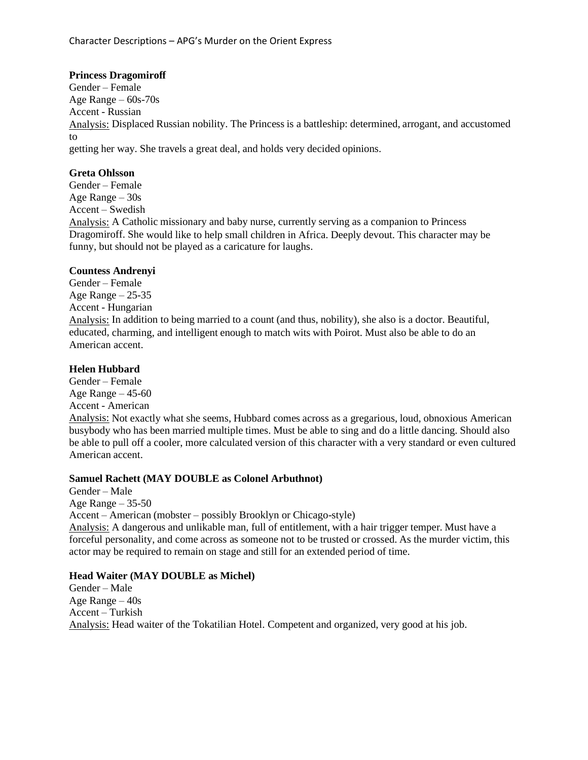**Princess Dragomiroff**
Gender – Female
Age Range – 60s-70s
Accent - Russian
Analysis: Displaced Russian nobility. The Princess is a battleship: determined, arrogant, and accustomed to
getting her way. She travels a great deal, and holds very decided opinions.

**Greta Ohlsson**
Gender – Female
Age Range – 30s
Accent – Swedish
Analysis: A Catholic missionary and baby nurse, currently serving as a companion to Princess Dragomiroff. She would like to help small children in Africa. Deeply devout. This character may be funny, but should not be played as a caricature for laughs.

**Countess Andrenyi**
Gender – Female
Age Range – 25-35
Accent - Hungarian
Analysis: In addition to being married to a count (and thus, nobility), she also is a doctor. Beautiful, educated, charming, and intelligent enough to match wits with Poirot. Must also be able to do an American accent.

**Helen Hubbard**
Gender – Female
Age Range – 45-60
Accent - American
Analysis: Not exactly what she seems, Hubbard comes across as a gregarious, loud, obnoxious American busybody who has been married multiple times. Must be able to sing and do a little dancing. Should also be able to pull off a cooler, more calculated version of this character with a very standard or even cultured American accent.

**Samuel Rachett (MAY DOUBLE as Colonel Arbuthnot)**
Gender – Male
Age Range – 35-50
Accent – American (mobster – possibly Brooklyn or Chicago-style)
Analysis: A dangerous and unlikable man, full of entitlement, with a hair trigger temper. Must have a forceful personality, and come across as someone not to be trusted or crossed. As the murder victim, this actor may be required to remain on stage and still for an extended period of time.

**Head Waiter (MAY DOUBLE as Michel)**
Gender – Male
Age Range – 40s
Accent – Turkish
Analysis: Head waiter of the Tokatilian Hotel. Competent and organized, very good at his job.